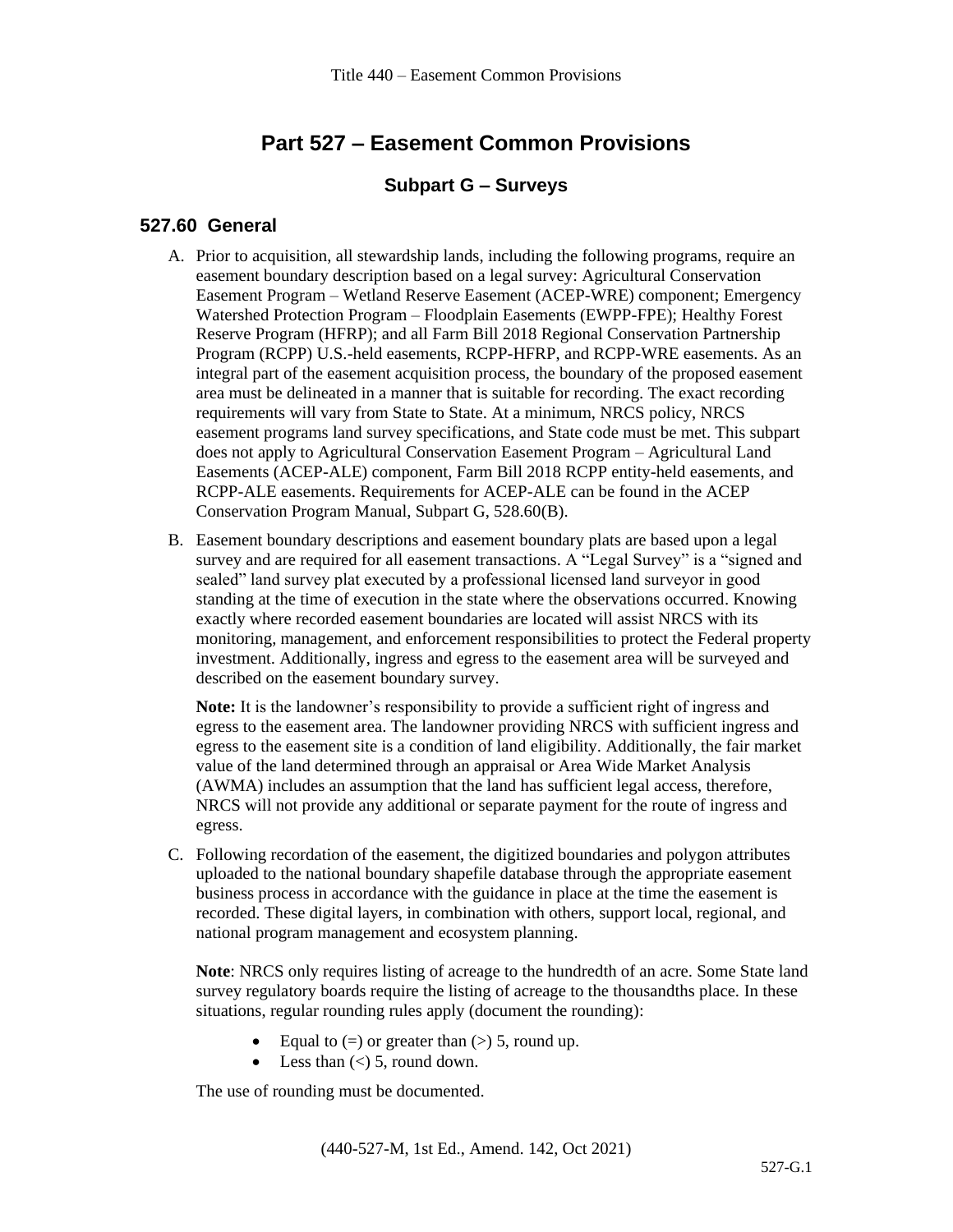# Part 527 – Easement Common Provisions

## Subpart G – Surveys

### 527.60 General

A. Prior to acquisition, all stewardship lands, including the following programs, require an easement boundary description based on a legal survey: Agricultural Conservation Easement Program – Wetland Reserve Easement (ACEP-WRE) component; Emergency Watershed Protection Program – Floodplain Easements (EWPP-FPE); Healthy Forest Reserve Program (HFRP); and all Farm Bill 2018 Regional Conservation Partnership Program (RCPP) U.S.-held easements, RCPP-HFRP, and RCPP-WRE easements. As an integral part of the easement acquisition process, the boundary of the proposed easement area must be delineated in a manner that is suitable for recording. The exact recording requirements will vary from State to State. At a minimum, NRCS policy, NRCS easement programs land survey specifications, and State code must be met. This subpart does not apply to Agricultural Conservation Easement Program – Agricultural Land Easements (ACEP-ALE) component, Farm Bill 2018 RCPP entity-held easements, and RCPP-ALE easements. Requirements for ACEP-ALE can be found in the ACEP Conservation Program Manual, Subpart G, 528.60(B).

B. Easement boundary descriptions and easement boundary plats are based upon a legal survey and are required for all easement transactions. A "Legal Survey" is a "signed and sealed" land survey plat executed by a professional licensed land surveyor in good standing at the time of execution in the state where the observations occurred. Knowing exactly where recorded easement boundaries are located will assist NRCS with its monitoring, management, and enforcement responsibilities to protect the Federal property investment. Additionally, ingress and egress to the easement area will be surveyed and described on the easement boundary survey.

   **Note:** It is the landowner's responsibility to provide a sufficient right of ingress and egress to the easement area. The landowner providing NRCS with sufficient ingress and egress to the easement site is a condition of land eligibility. Additionally, the fair market value of the land determined through an appraisal or Area Wide Market Analysis (AWMA) includes an assumption that the land has sufficient legal access, therefore, NRCS will not provide any additional or separate payment for the route of ingress and egress.

C. Following recordation of the easement, the digitized boundaries and polygon attributes uploaded to the national boundary shapefile database through the appropriate easement business process in accordance with the guidance in place at the time the easement is recorded. These digital layers, in combination with others, support local, regional, and national program management and ecosystem planning.

   **Note**: NRCS only requires listing of acreage to the hundredth of an acre. Some State land survey regulatory boards require the listing of acreage to the thousandths place. In these situations, regular rounding rules apply (document the rounding):

   - Equal to (=) or greater than (>) 5, round up.
   - Less than (<) 5, round down.

   The use of rounding must be documented.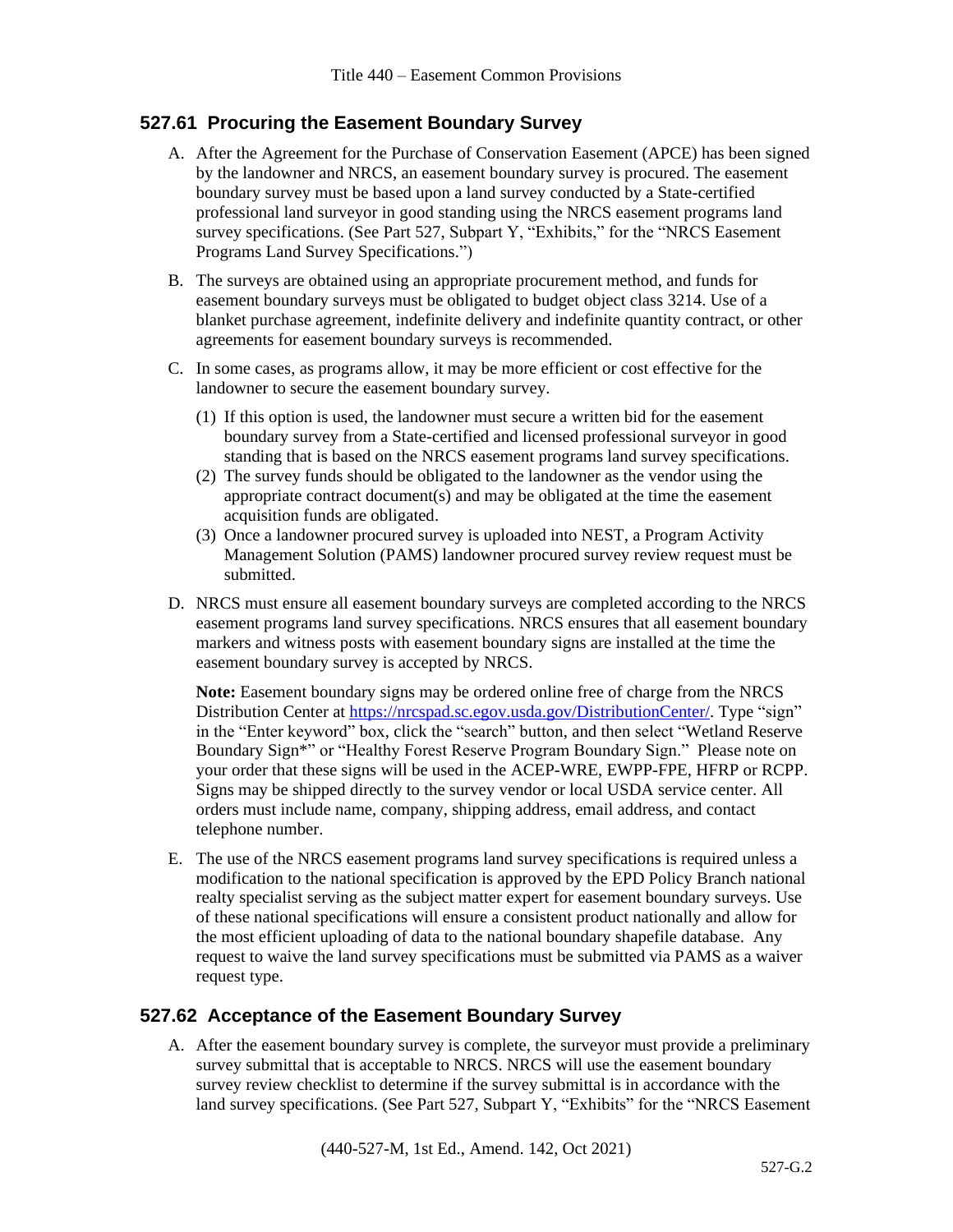## 527.61 Procuring the Easement Boundary Survey

A. After the Agreement for the Purchase of Conservation Easement (APCE) has been signed by the landowner and NRCS, an easement boundary survey is procured. The easement boundary survey must be based upon a land survey conducted by a State-certified professional land surveyor in good standing using the NRCS easement programs land survey specifications. (See Part 527, Subpart Y, "Exhibits," for the "NRCS Easement Programs Land Survey Specifications.")

B. The surveys are obtained using an appropriate procurement method, and funds for easement boundary surveys must be obligated to budget object class 3214. Use of a blanket purchase agreement, indefinite delivery and indefinite quantity contract, or other agreements for easement boundary surveys is recommended.

C. In some cases, as programs allow, it may be more efficient or cost effective for the landowner to secure the easement boundary survey.

   (1) If this option is used, the landowner must secure a written bid for the easement boundary survey from a State-certified and licensed professional surveyor in good standing that is based on the NRCS easement programs land survey specifications.
   (2) The survey funds should be obligated to the landowner as the vendor using the appropriate contract document(s) and may be obligated at the time the easement acquisition funds are obligated.
   (3) Once a landowner procured survey is uploaded into NEST, a Program Activity Management Solution (PAMS) landowner procured survey review request must be submitted.

D. NRCS must ensure all easement boundary surveys are completed according to the NRCS easement programs land survey specifications. NRCS ensures that all easement boundary markers and witness posts with easement boundary signs are installed at the time the easement boundary survey is accepted by NRCS.

   **Note:** Easement boundary signs may be ordered online free of charge from the NRCS Distribution Center at https://nrcspad.sc.egov.usda.gov/DistributionCenter/. Type "sign" in the "Enter keyword" box, click the "search" button, and then select "Wetland Reserve Boundary Sign*" or "Healthy Forest Reserve Program Boundary Sign." Please note on your order that these signs will be used in the ACEP-WRE, EWPP-FPE, HFRP or RCPP. Signs may be shipped directly to the survey vendor or local USDA service center. All orders must include name, company, shipping address, email address, and contact telephone number.

E. The use of the NRCS easement programs land survey specifications is required unless a modification to the national specification is approved by the EPD Policy Branch national realty specialist serving as the subject matter expert for easement boundary surveys. Use of these national specifications will ensure a consistent product nationally and allow for the most efficient uploading of data to the national boundary shapefile database. Any request to waive the land survey specifications must be submitted via PAMS as a waiver request type.

## 527.62 Acceptance of the Easement Boundary Survey

A. After the easement boundary survey is complete, the surveyor must provide a preliminary survey submittal that is acceptable to NRCS. NRCS will use the easement boundary survey review checklist to determine if the survey submittal is in accordance with the land survey specifications. (See Part 527, Subpart Y, "Exhibits" for the "NRCS Easement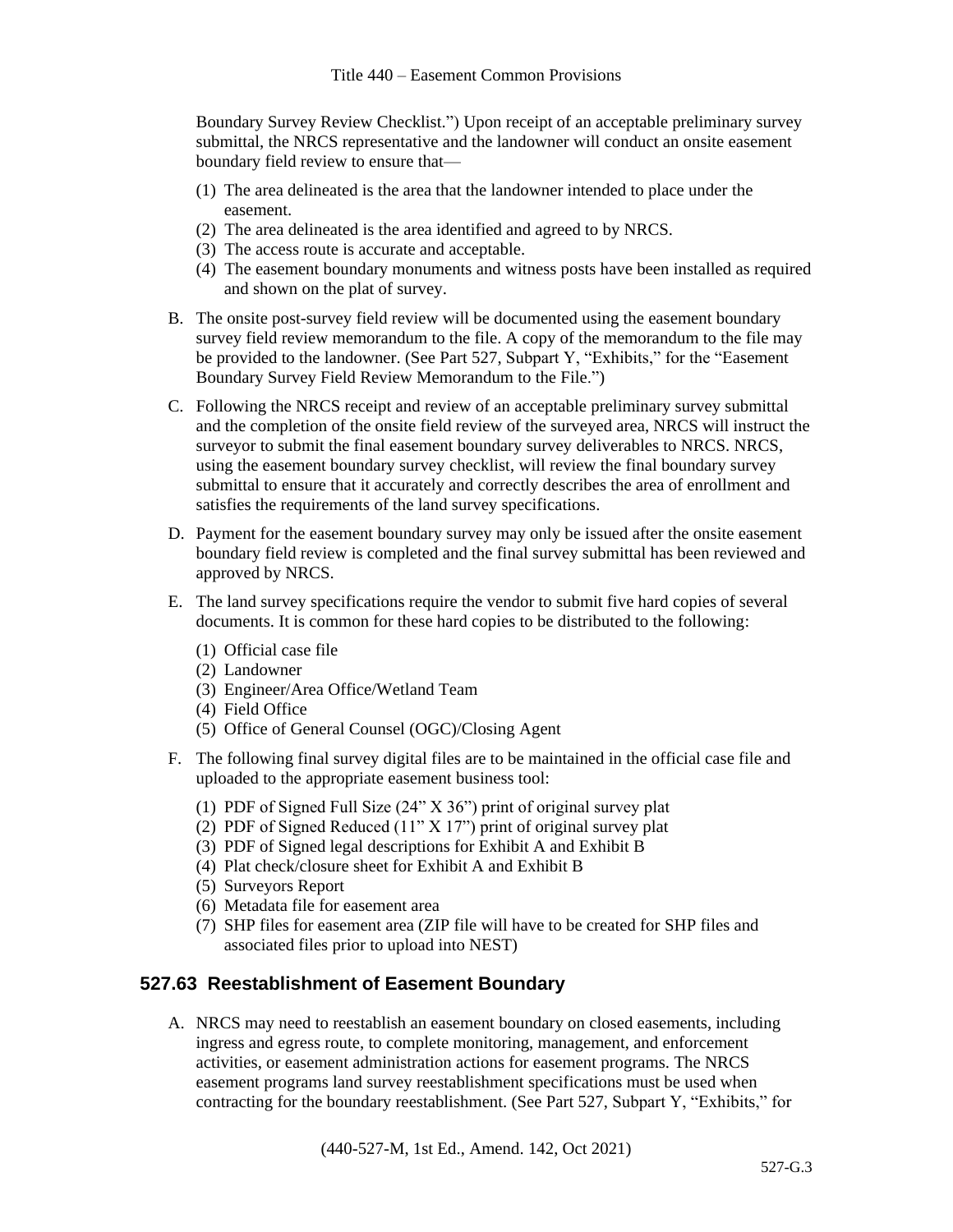Boundary Survey Review Checklist.") Upon receipt of an acceptable preliminary survey submittal, the NRCS representative and the landowner will conduct an onsite easement boundary field review to ensure that—

(1) The area delineated is the area that the landowner intended to place under the easement.
(2) The area delineated is the area identified and agreed to by NRCS.
(3) The access route is accurate and acceptable.
(4) The easement boundary monuments and witness posts have been installed as required and shown on the plat of survey.

B. The onsite post-survey field review will be documented using the easement boundary survey field review memorandum to the file. A copy of the memorandum to the file may be provided to the landowner. (See Part 527, Subpart Y, "Exhibits," for the "Easement Boundary Survey Field Review Memorandum to the File.")

C. Following the NRCS receipt and review of an acceptable preliminary survey submittal and the completion of the onsite field review of the surveyed area, NRCS will instruct the surveyor to submit the final easement boundary survey deliverables to NRCS. NRCS, using the easement boundary survey checklist, will review the final boundary survey submittal to ensure that it accurately and correctly describes the area of enrollment and satisfies the requirements of the land survey specifications.

D. Payment for the easement boundary survey may only be issued after the onsite easement boundary field review is completed and the final survey submittal has been reviewed and approved by NRCS.

E. The land survey specifications require the vendor to submit five hard copies of several documents. It is common for these hard copies to be distributed to the following:

(1) Official case file
(2) Landowner
(3) Engineer/Area Office/Wetland Team
(4) Field Office
(5) Office of General Counsel (OGC)/Closing Agent

F. The following final survey digital files are to be maintained in the official case file and uploaded to the appropriate easement business tool:

(1) PDF of Signed Full Size (24" X 36") print of original survey plat
(2) PDF of Signed Reduced (11" X 17") print of original survey plat
(3) PDF of Signed legal descriptions for Exhibit A and Exhibit B
(4) Plat check/closure sheet for Exhibit A and Exhibit B
(5) Surveyors Report
(6) Metadata file for easement area
(7) SHP files for easement area (ZIP file will have to be created for SHP files and associated files prior to upload into NEST)

## 527.63 Reestablishment of Easement Boundary

A. NRCS may need to reestablish an easement boundary on closed easements, including ingress and egress route, to complete monitoring, management, and enforcement activities, or easement administration actions for easement programs. The NRCS easement programs land survey reestablishment specifications must be used when contracting for the boundary reestablishment. (See Part 527, Subpart Y, "Exhibits," for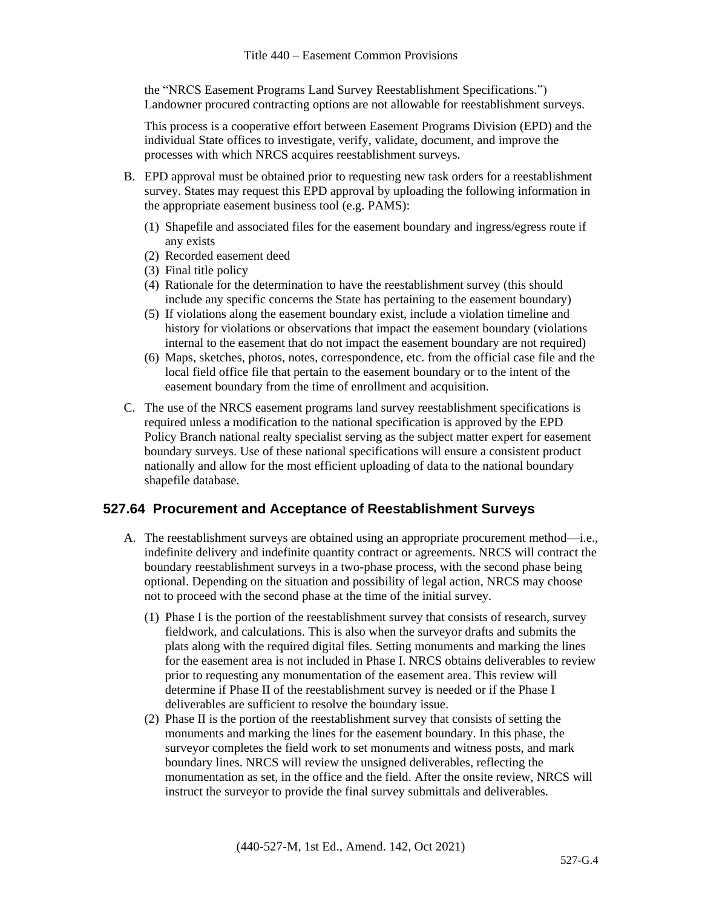the "NRCS Easement Programs Land Survey Reestablishment Specifications.") Landowner procured contracting options are not allowable for reestablishment surveys.

This process is a cooperative effort between Easement Programs Division (EPD) and the individual State offices to investigate, verify, validate, document, and improve the processes with which NRCS acquires reestablishment surveys.

B. EPD approval must be obtained prior to requesting new task orders for a reestablishment survey. States may request this EPD approval by uploading the following information in the appropriate easement business tool (e.g. PAMS):

   (1) Shapefile and associated files for the easement boundary and ingress/egress route if any exists
   (2) Recorded easement deed
   (3) Final title policy
   (4) Rationale for the determination to have the reestablishment survey (this should include any specific concerns the State has pertaining to the easement boundary)
   (5) If violations along the easement boundary exist, include a violation timeline and history for violations or observations that impact the easement boundary (violations internal to the easement that do not impact the easement boundary are not required)
   (6) Maps, sketches, photos, notes, correspondence, etc. from the official case file and the local field office file that pertain to the easement boundary or to the intent of the easement boundary from the time of enrollment and acquisition.

C. The use of the NRCS easement programs land survey reestablishment specifications is required unless a modification to the national specification is approved by the EPD Policy Branch national realty specialist serving as the subject matter expert for easement boundary surveys. Use of these national specifications will ensure a consistent product nationally and allow for the most efficient uploading of data to the national boundary shapefile database.

## 527.64 Procurement and Acceptance of Reestablishment Surveys

A. The reestablishment surveys are obtained using an appropriate procurement method—i.e., indefinite delivery and indefinite quantity contract or agreements. NRCS will contract the boundary reestablishment surveys in a two-phase process, with the second phase being optional. Depending on the situation and possibility of legal action, NRCS may choose not to proceed with the second phase at the time of the initial survey.

   (1) Phase I is the portion of the reestablishment survey that consists of research, survey fieldwork, and calculations. This is also when the surveyor drafts and submits the plats along with the required digital files. Setting monuments and marking the lines for the easement area is not included in Phase I. NRCS obtains deliverables to review prior to requesting any monumentation of the easement area. This review will determine if Phase II of the reestablishment survey is needed or if the Phase I deliverables are sufficient to resolve the boundary issue.
   (2) Phase II is the portion of the reestablishment survey that consists of setting the monuments and marking the lines for the easement boundary. In this phase, the surveyor completes the field work to set monuments and witness posts, and mark boundary lines. NRCS will review the unsigned deliverables, reflecting the monumentation as set, in the office and the field. After the onsite review, NRCS will instruct the surveyor to provide the final survey submittals and deliverables.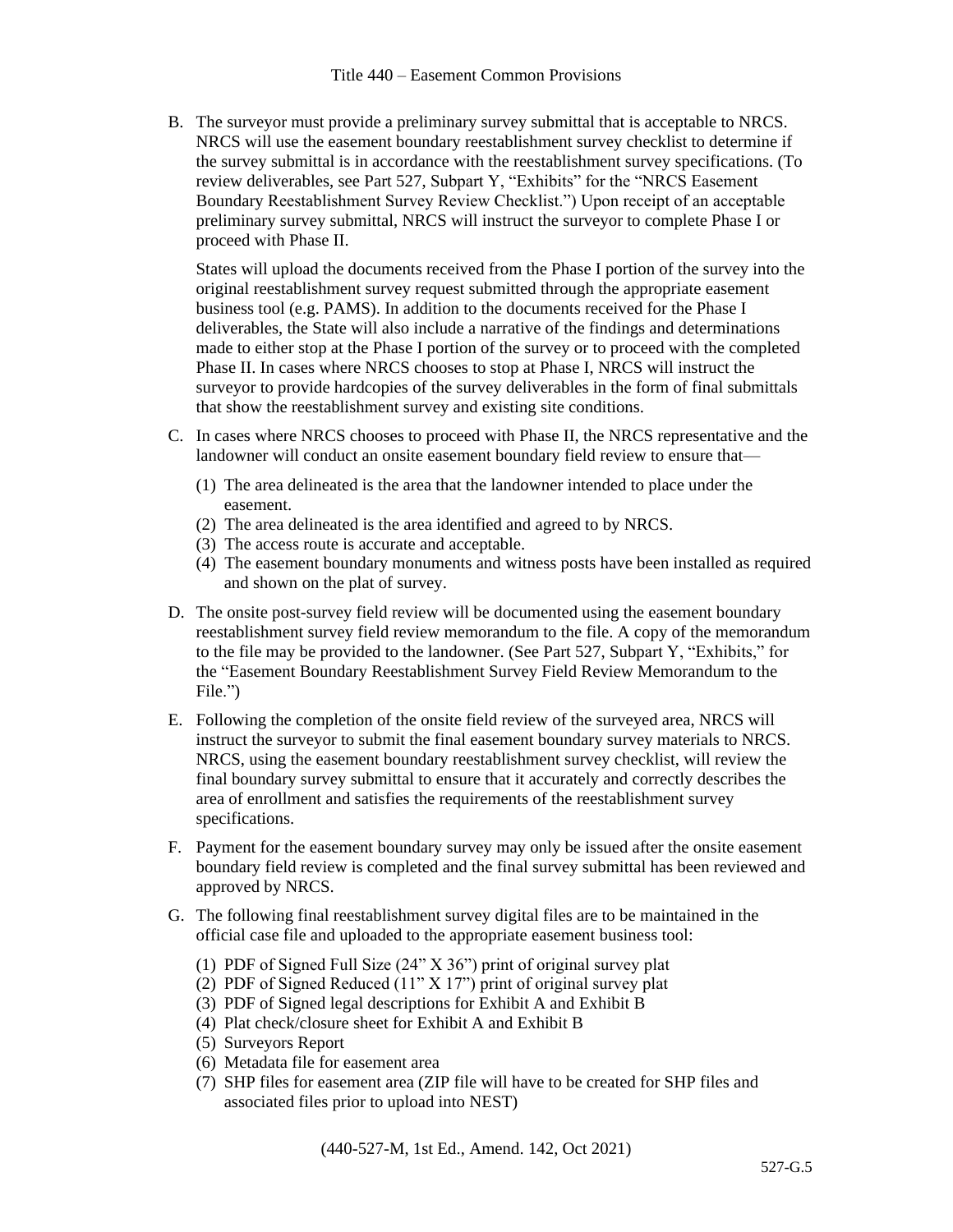B. The surveyor must provide a preliminary survey submittal that is acceptable to NRCS. NRCS will use the easement boundary reestablishment survey checklist to determine if the survey submittal is in accordance with the reestablishment survey specifications. (To review deliverables, see Part 527, Subpart Y, "Exhibits" for the "NRCS Easement Boundary Reestablishment Survey Review Checklist.") Upon receipt of an acceptable preliminary survey submittal, NRCS will instruct the surveyor to complete Phase I or proceed with Phase II.

   States will upload the documents received from the Phase I portion of the survey into the original reestablishment survey request submitted through the appropriate easement business tool (e.g. PAMS). In addition to the documents received for the Phase I deliverables, the State will also include a narrative of the findings and determinations made to either stop at the Phase I portion of the survey or to proceed with the completed Phase II. In cases where NRCS chooses to stop at Phase I, NRCS will instruct the surveyor to provide hardcopies of the survey deliverables in the form of final submittals that show the reestablishment survey and existing site conditions.

C. In cases where NRCS chooses to proceed with Phase II, the NRCS representative and the landowner will conduct an onsite easement boundary field review to ensure that—

   (1) The area delineated is the area that the landowner intended to place under the easement.
   (2) The area delineated is the area identified and agreed to by NRCS.
   (3) The access route is accurate and acceptable.
   (4) The easement boundary monuments and witness posts have been installed as required and shown on the plat of survey.

D. The onsite post-survey field review will be documented using the easement boundary reestablishment survey field review memorandum to the file. A copy of the memorandum to the file may be provided to the landowner. (See Part 527, Subpart Y, "Exhibits," for the "Easement Boundary Reestablishment Survey Field Review Memorandum to the File.")

E. Following the completion of the onsite field review of the surveyed area, NRCS will instruct the surveyor to submit the final easement boundary survey materials to NRCS. NRCS, using the easement boundary reestablishment survey checklist, will review the final boundary survey submittal to ensure that it accurately and correctly describes the area of enrollment and satisfies the requirements of the reestablishment survey specifications.

F. Payment for the easement boundary survey may only be issued after the onsite easement boundary field review is completed and the final survey submittal has been reviewed and approved by NRCS.

G. The following final reestablishment survey digital files are to be maintained in the official case file and uploaded to the appropriate easement business tool:

   (1) PDF of Signed Full Size (24" X 36") print of original survey plat
   (2) PDF of Signed Reduced (11" X 17") print of original survey plat
   (3) PDF of Signed legal descriptions for Exhibit A and Exhibit B
   (4) Plat check/closure sheet for Exhibit A and Exhibit B
   (5) Surveyors Report
   (6) Metadata file for easement area
   (7) SHP files for easement area (ZIP file will have to be created for SHP files and associated files prior to upload into NEST)